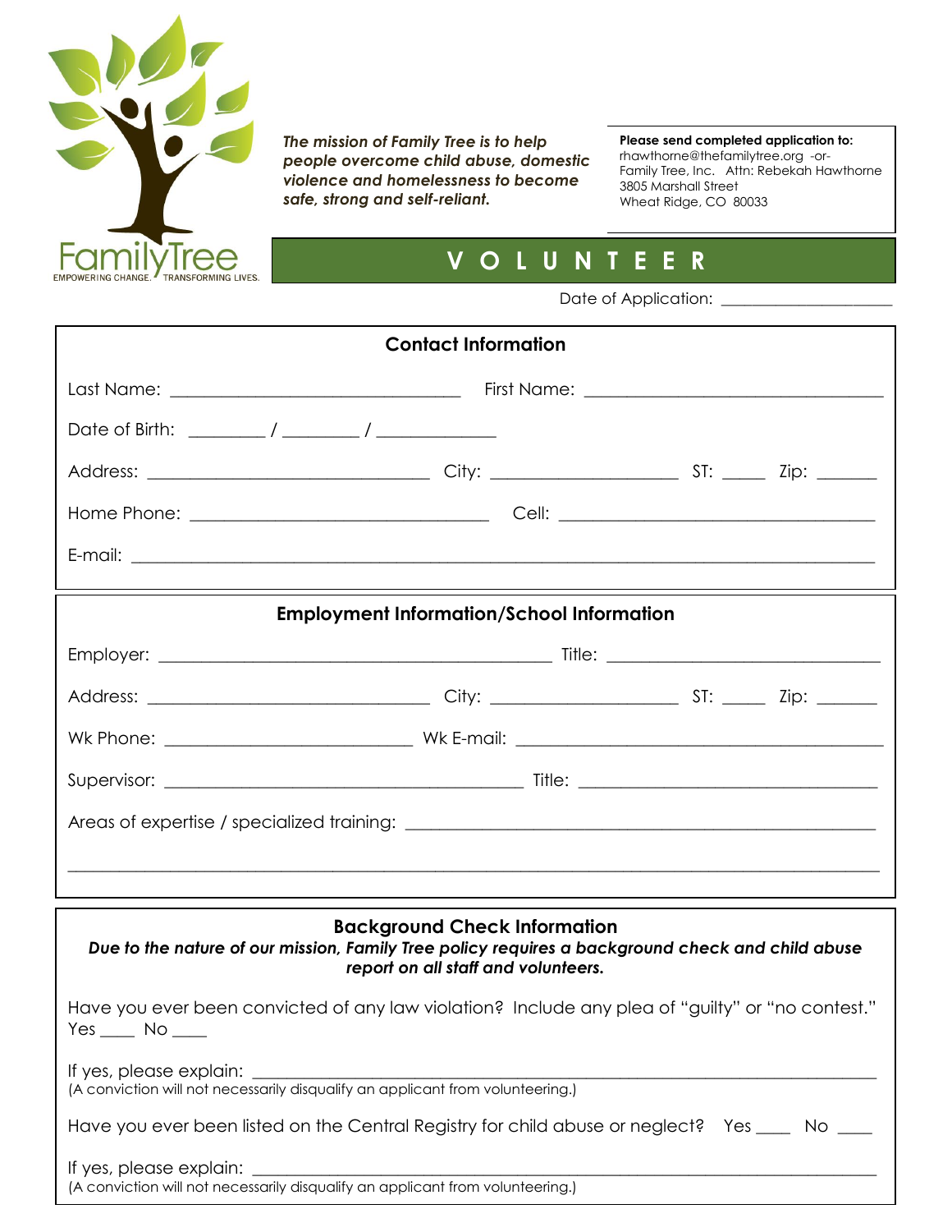FamilyTree

EMPOWERING CHANGE. TRANSFORMING LIVES.

***The mission of Family Tree is to help people overcome child abuse, domestic violence and homelessness to become safe, strong and self-reliant.***

**Please send completed application to:**
rhawthorne@thefamilytree.org -or-
Family Tree, Inc. Attn: Rebekah Hawthorne
3805 Marshall Street
Wheat Ridge, CO 80033

# V O L U N T E E R

Date of Application: ____________________

## Contact Information

Last Name: ________________________________ First Name: ________________________________

Date of Birth: ________ / ________ / _____________

Address: ______________________________ City: ____________________ ST: _____ Zip: ______

Home Phone: _________________________________ Cell: ___________________________________

E-mail: ______________________________________________________________________________

## Employment Information/School Information

Employer: ___________________________________________ Title: ____________________________

Address: ______________________________ City: ____________________ ST: _____ Zip: ______

Wk Phone: ___________________________ Wk E-mail: ______________________________________

Supervisor: ________________________________________ Title: _________________________________

Areas of expertise / specialized training: ______________________________________________________

______________________________________________________________________________________

## Background Check Information

***Due to the nature of our mission, Family Tree policy requires a background check and child abuse report on all staff and volunteers.***

Have you ever been convicted of any law violation? Include any plea of "guilty" or "no contest."
Yes ____ No ____

If yes, please explain: ___________________________________________________________________
(A conviction will not necessarily disqualify an applicant from volunteering.)

Have you ever been listed on the Central Registry for child abuse or neglect? Yes ____ No ____

If yes, please explain: ___________________________________________________________________
(A conviction will not necessarily disqualify an applicant from volunteering.)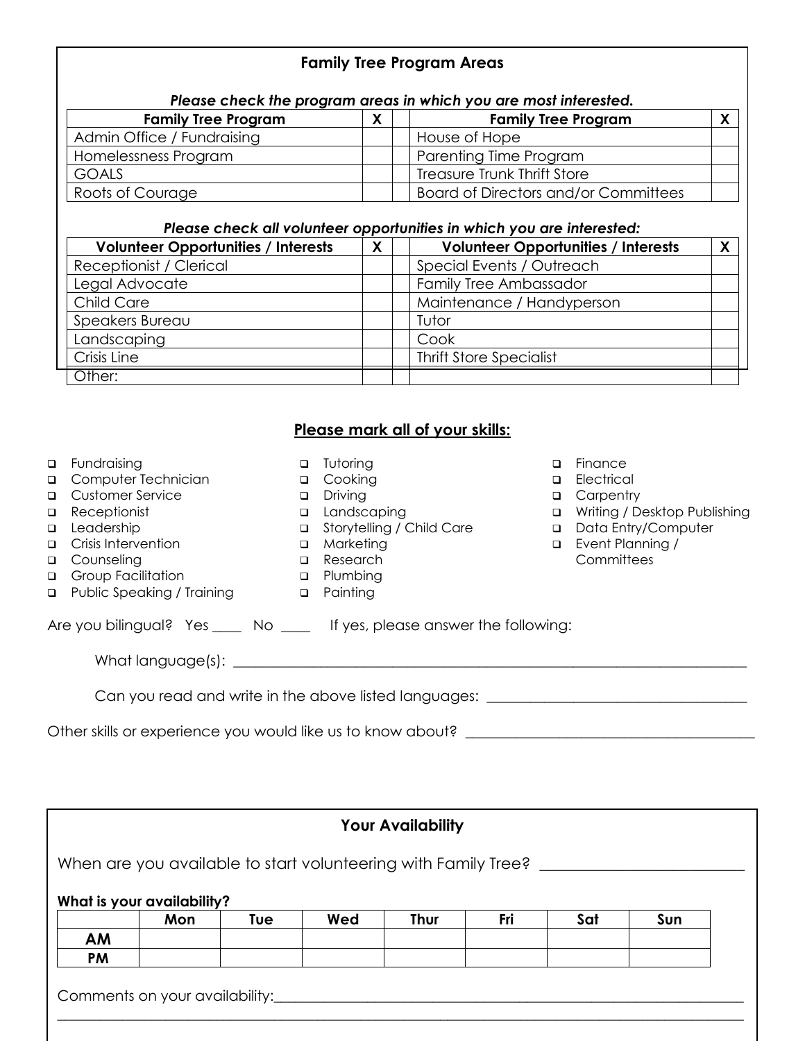## Family Tree Program Areas

***Please check the program areas in which you are most interested.***

| Family Tree Program | X | | Family Tree Program | X |
|---|---|---|---|---|
| Admin Office / Fundraising | | | House of Hope | |
| Homelessness Program | | | Parenting Time Program | |
| GOALS | | | Treasure Trunk Thrift Store | |
| Roots of Courage | | | Board of Directors and/or Committees | |

***Please check all volunteer opportunities in which you are interested:***

| Volunteer Opportunities / Interests | X | | Volunteer Opportunities / Interests | X |
|---|---|---|---|---|
| Receptionist / Clerical | | | Special Events / Outreach | |
| Legal Advocate | | | Family Tree Ambassador | |
| Child Care | | | Maintenance / Handyperson | |
| Speakers Bureau | | | Tutor | |
| Landscaping | | | Cook | |
| Crisis Line | | | Thrift Store Specialist | |
| Other: | | | | |

## Please mark all of your skills:

- ❑ Fundraising
- ❑ Computer Technician
- ❑ Customer Service
- ❑ Receptionist
- ❑ Leadership
- ❑ Crisis Intervention
- ❑ Counseling
- ❑ Group Facilitation
- ❑ Public Speaking / Training
- ❑ Tutoring
- ❑ Cooking
- ❑ Driving
- ❑ Landscaping
- ❑ Storytelling / Child Care
- ❑ Marketing
- ❑ Research
- ❑ Plumbing
- ❑ Painting
- ❑ Finance
- ❑ Electrical
- ❑ Carpentry
- ❑ Writing / Desktop Publishing
- ❑ Data Entry/Computer
- ❑ Event Planning / Committees

Are you bilingual? Yes ____ No ____ If yes, please answer the following:

What language(s): ______________________________________________________________

Can you read and write in the above listed languages: ______________________________

Other skills or experience you would like us to know about? ___________________________

## Your Availability

When are you available to start volunteering with Family Tree? ______________________

**What is your availability?**

| | Mon | Tue | Wed | Thur | Fri | Sat | Sun |
|---|---|---|---|---|---|---|---|
| **AM** | | | | | | | |
| **PM** | | | | | | | |

Comments on your availability:___________________________________________________

_______________________________________________________________________________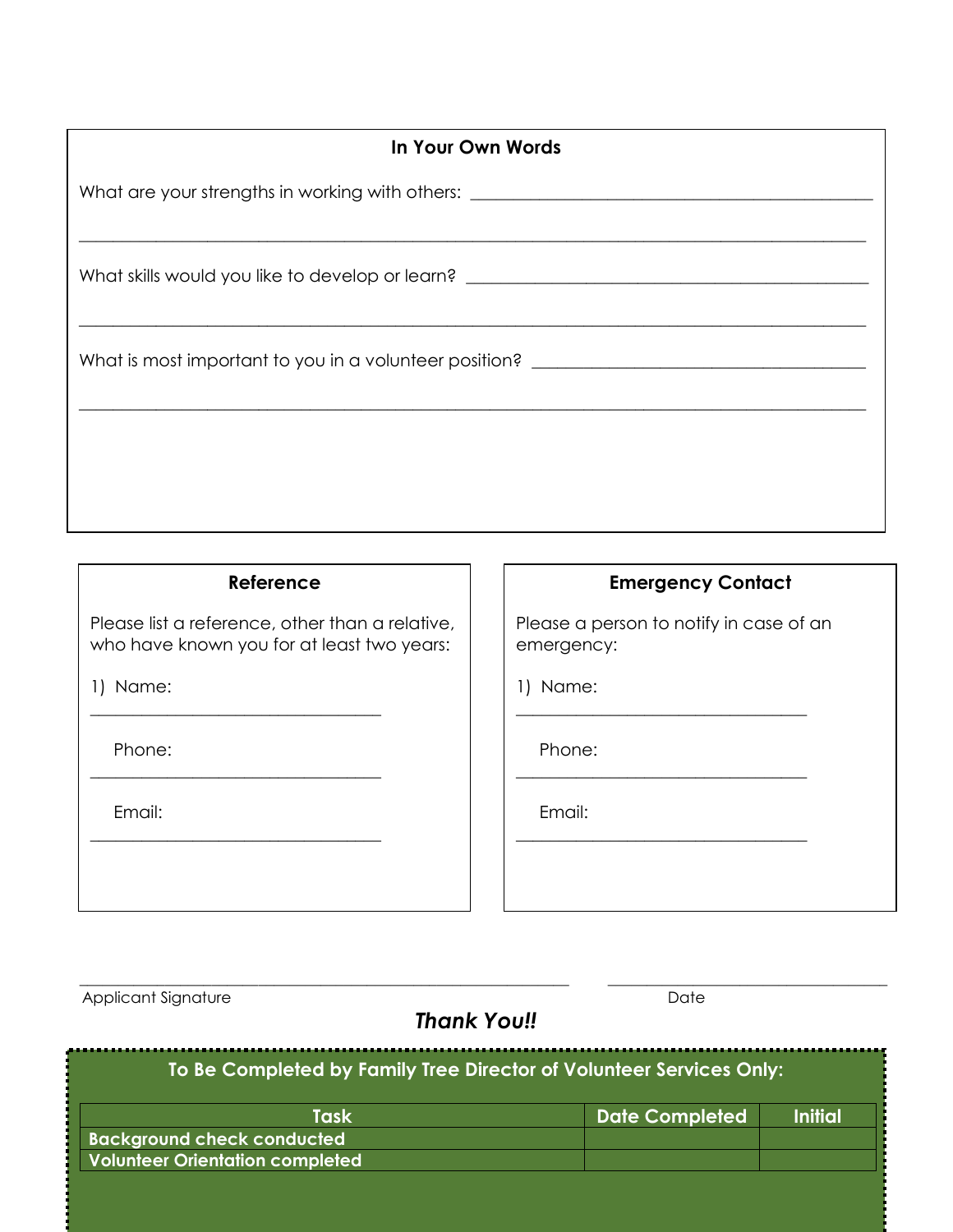## In Your Own Words

What are your strengths in working with others: ______________________________________________

______________________________________________________________________________

What skills would you like to develop or learn? ______________________________________________

______________________________________________________________________________

What is most important to you in a volunteer position? ______________________________________

______________________________________________________________________________

## Reference

Please list a reference, other than a relative, who have known you for at least two years:

1) Name: ________________________________

Phone: ________________________________

Email: ________________________________

## Emergency Contact

Please a person to notify in case of an emergency:

1) Name: ________________________________

Phone: ________________________________

Email: ________________________________

______________________________________________ ______________________

Applicant Signature Date

***Thank You!!***

**To Be Completed by Family Tree Director of Volunteer Services Only:**

| Task | Date Completed | Initial |
|---|---|---|
| Background check conducted | | |
| Volunteer Orientation completed | | |